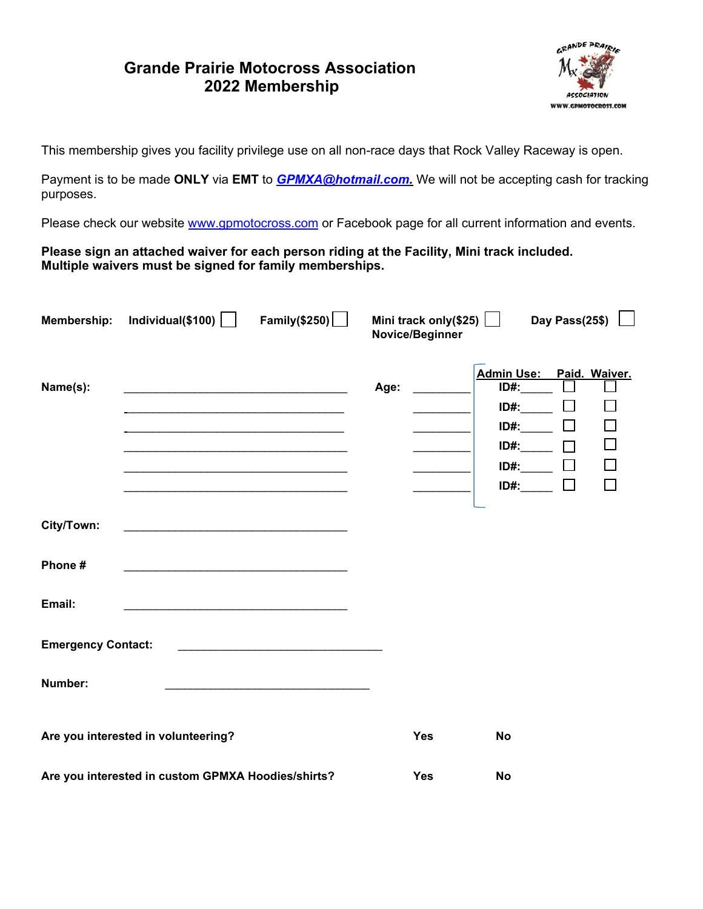# Grande Prairie Motocross Association
# 2022 Membership

This membership gives you facility privilege use on all non-race days that Rock Valley Raceway is open.

Payment is to be made **ONLY** via **EMT** to ***GPMXA@hotmail.com.*** We will not be accepting cash for tracking purposes.

Please check our website www.gpmotocross.com or Facebook page for all current information and events.

**Please sign an attached waiver for each person riding at the Facility, Mini track included.**
**Multiple waivers must be signed for family memberships.**

**Membership:** **Individual($100)** ☐ **Family($250)** ☐ **Mini track only($25) Novice/Beginner** ☐ **Day Pass(25$)** ☐

| Name(s): | Age: | Admin Use: | Paid. | Waiver. |
|---|---|---|---|---|
| ______________________________ | _________ | ID#:_____ | ☐ | ☐ |
| ______________________________ | _________ | ID#:_____ | ☐ | ☐ |
| ______________________________ | _________ | ID#:_____ | ☐ | ☐ |
| ______________________________ | _________ | ID#:_____ | ☐ | ☐ |
| ______________________________ | _________ | ID#:_____ | ☐ | ☐ |
| ______________________________ | _________ | ID#:_____ | ☐ | ☐ |

**City/Town:** ______________________________

**Phone #** ______________________________

**Email:** ______________________________

**Emergency Contact:** ______________________________

**Number:** ______________________________

**Are you interested in volunteering?** **Yes** **No**

**Are you interested in custom GPMXA Hoodies/shirts?** **Yes** **No**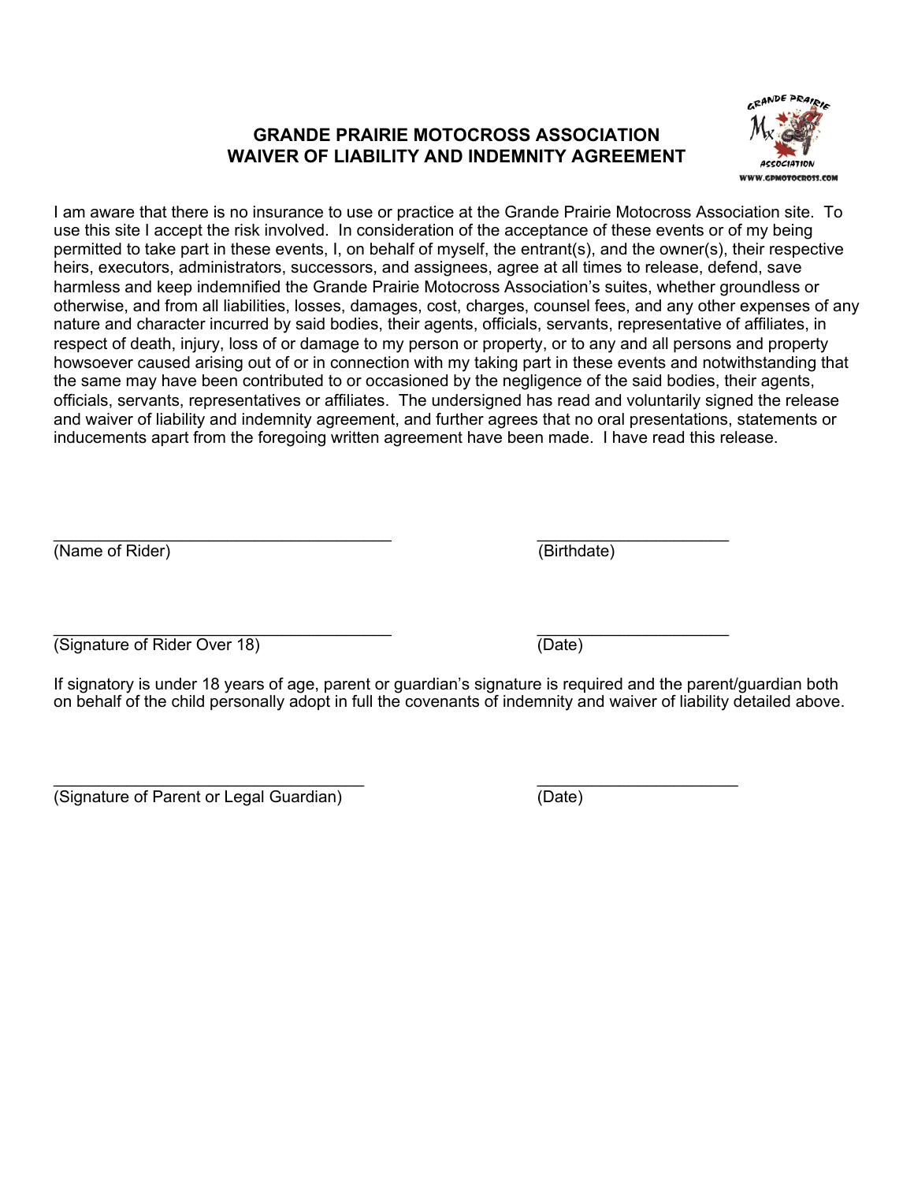# GRANDE PRAIRIE MOTOCROSS ASSOCIATION
# WAIVER OF LIABILITY AND INDEMNITY AGREEMENT

I am aware that there is no insurance to use or practice at the Grande Prairie Motocross Association site. To use this site I accept the risk involved. In consideration of the acceptance of these events or of my being permitted to take part in these events, I, on behalf of myself, the entrant(s), and the owner(s), their respective heirs, executors, administrators, successors, and assignees, agree at all times to release, defend, save harmless and keep indemnified the Grande Prairie Motocross Association's suites, whether groundless or otherwise, and from all liabilities, losses, damages, cost, charges, counsel fees, and any other expenses of any nature and character incurred by said bodies, their agents, officials, servants, representative of affiliates, in respect of death, injury, loss of or damage to my person or property, or to any and all persons and property howsoever caused arising out of or in connection with my taking part in these events and notwithstanding that the same may have been contributed to or occasioned by the negligence of the said bodies, their agents, officials, servants, representatives or affiliates. The undersigned has read and voluntarily signed the release and waiver of liability and indemnity agreement, and further agrees that no oral presentations, statements or inducements apart from the foregoing written agreement have been made. I have read this release.

_______________________________________ &nbsp;&nbsp;&nbsp;&nbsp;&nbsp;&nbsp;&nbsp;&nbsp; ______________________

(Name of Rider) &nbsp;&nbsp;&nbsp;&nbsp;&nbsp;&nbsp;&nbsp;&nbsp; (Birthdate)

_______________________________________ &nbsp;&nbsp;&nbsp;&nbsp;&nbsp;&nbsp;&nbsp;&nbsp; ______________________

(Signature of Rider Over 18) &nbsp;&nbsp;&nbsp;&nbsp;&nbsp;&nbsp;&nbsp;&nbsp; (Date)

If signatory is under 18 years of age, parent or guardian's signature is required and the parent/guardian both on behalf of the child personally adopt in full the covenants of indemnity and waiver of liability detailed above.

____________________________________ &nbsp;&nbsp;&nbsp;&nbsp;&nbsp;&nbsp;&nbsp;&nbsp; _______________________

(Signature of Parent or Legal Guardian) &nbsp;&nbsp;&nbsp;&nbsp;&nbsp;&nbsp;&nbsp;&nbsp; (Date)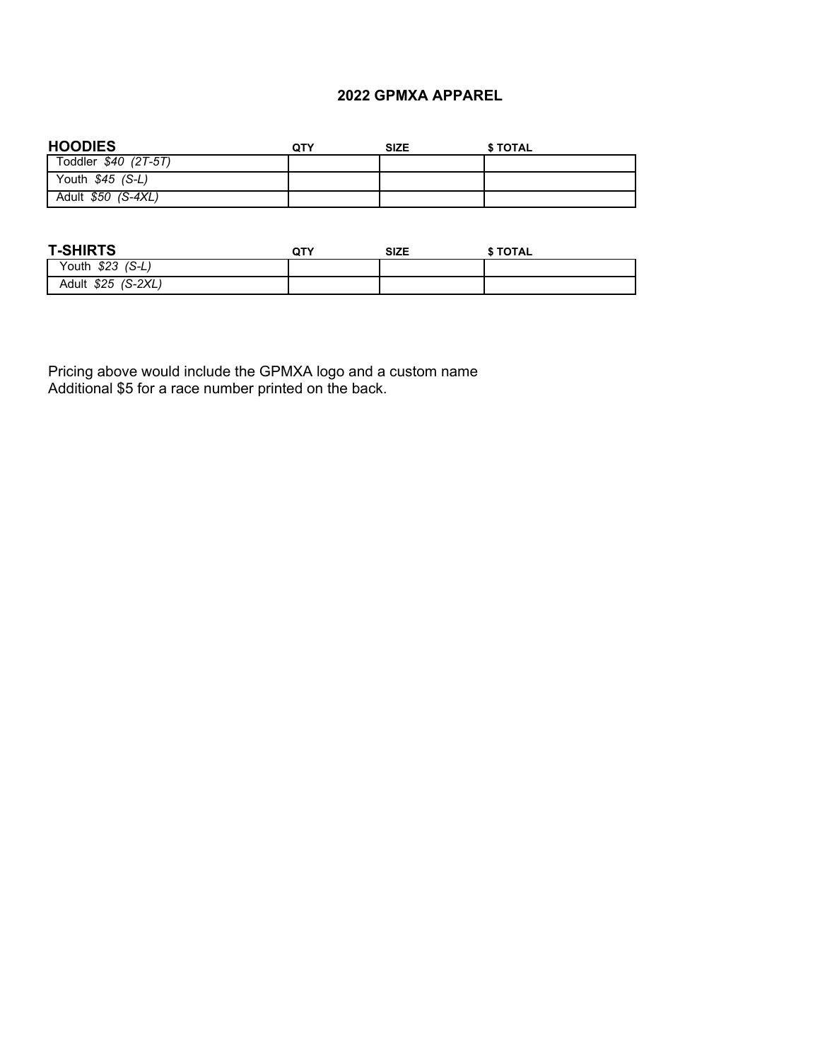# 2022 GPMXA APPAREL

| HOODIES | QTY | SIZE | $ TOTAL |
| --- | --- | --- | --- |
| Toddler *$40 (2T-5T)* | | | |
| Youth *$45 (S-L)* | | | |
| Adult *$50 (S-4XL)* | | | |

| T-SHIRTS | QTY | SIZE | $ TOTAL |
| --- | --- | --- | --- |
| Youth *$23 (S-L)* | | | |
| Adult *$25 (S-2XL)* | | | |

Pricing above would include the GPMXA logo and a custom name
Additional $5 for a race number printed on the back.